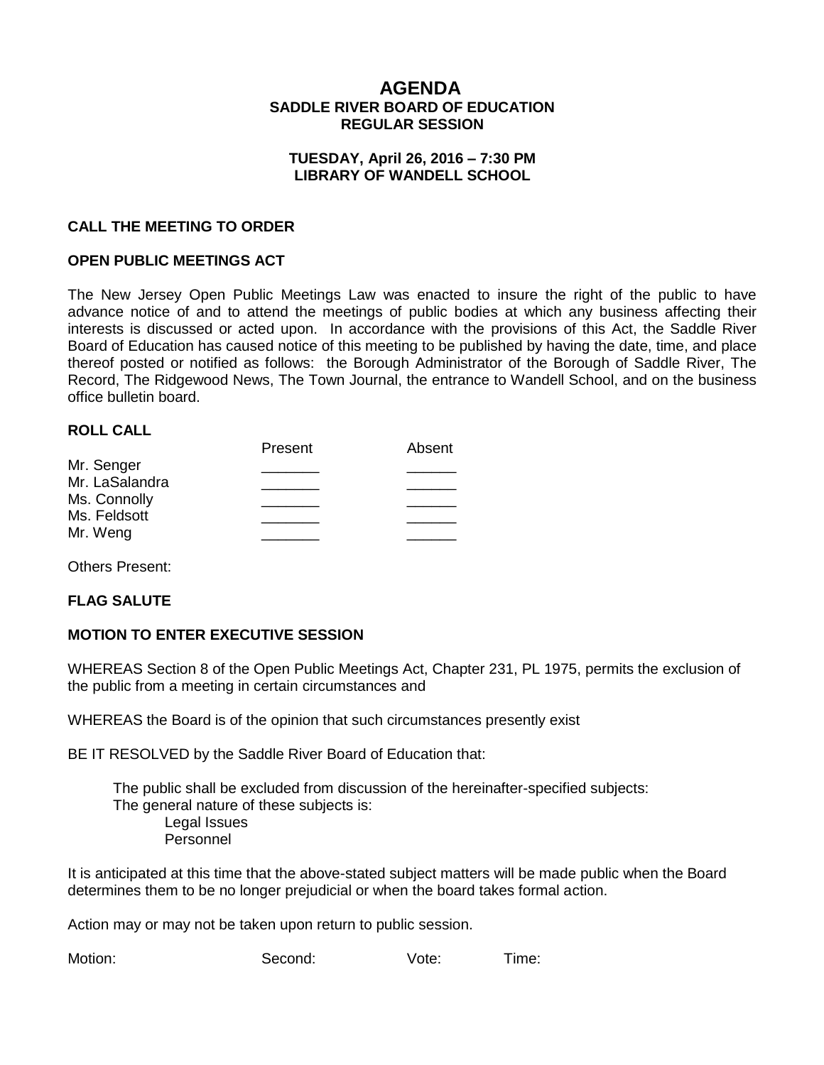# AGENDA
## SADDLE RIVER BOARD OF EDUCATION
## REGULAR SESSION

**TUESDAY, April 26, 2016 – 7:30 PM**
**LIBRARY OF WANDELL SCHOOL**

**CALL THE MEETING TO ORDER**

**OPEN PUBLIC MEETINGS ACT**

The New Jersey Open Public Meetings Law was enacted to insure the right of the public to have advance notice of and to attend the meetings of public bodies at which any business affecting their interests is discussed or acted upon. In accordance with the provisions of this Act, the Saddle River Board of Education has caused notice of this meeting to be published by having the date, time, and place thereof posted or notified as follows: the Borough Administrator of the Borough of Saddle River, The Record, The Ridgewood News, The Town Journal, the entrance to Wandell School, and on the business office bulletin board.

**ROLL CALL**

| | Present | Absent |
|---|---|---|
| Mr. Senger | _______ | ______ |
| Mr. LaSalandra | _______ | ______ |
| Ms. Connolly | _______ | ______ |
| Ms. Feldsott | _______ | ______ |
| Mr. Weng | _______ | ______ |

Others Present:

**FLAG SALUTE**

**MOTION TO ENTER EXECUTIVE SESSION**

WHEREAS Section 8 of the Open Public Meetings Act, Chapter 231, PL 1975, permits the exclusion of the public from a meeting in certain circumstances and

WHEREAS the Board is of the opinion that such circumstances presently exist

BE IT RESOLVED by the Saddle River Board of Education that:

The public shall be excluded from discussion of the hereinafter-specified subjects:
The general nature of these subjects is:
- Legal Issues
- Personnel

It is anticipated at this time that the above-stated subject matters will be made public when the Board determines them to be no longer prejudicial or when the board takes formal action.

Action may or may not be taken upon return to public session.

Motion: Second: Vote: Time: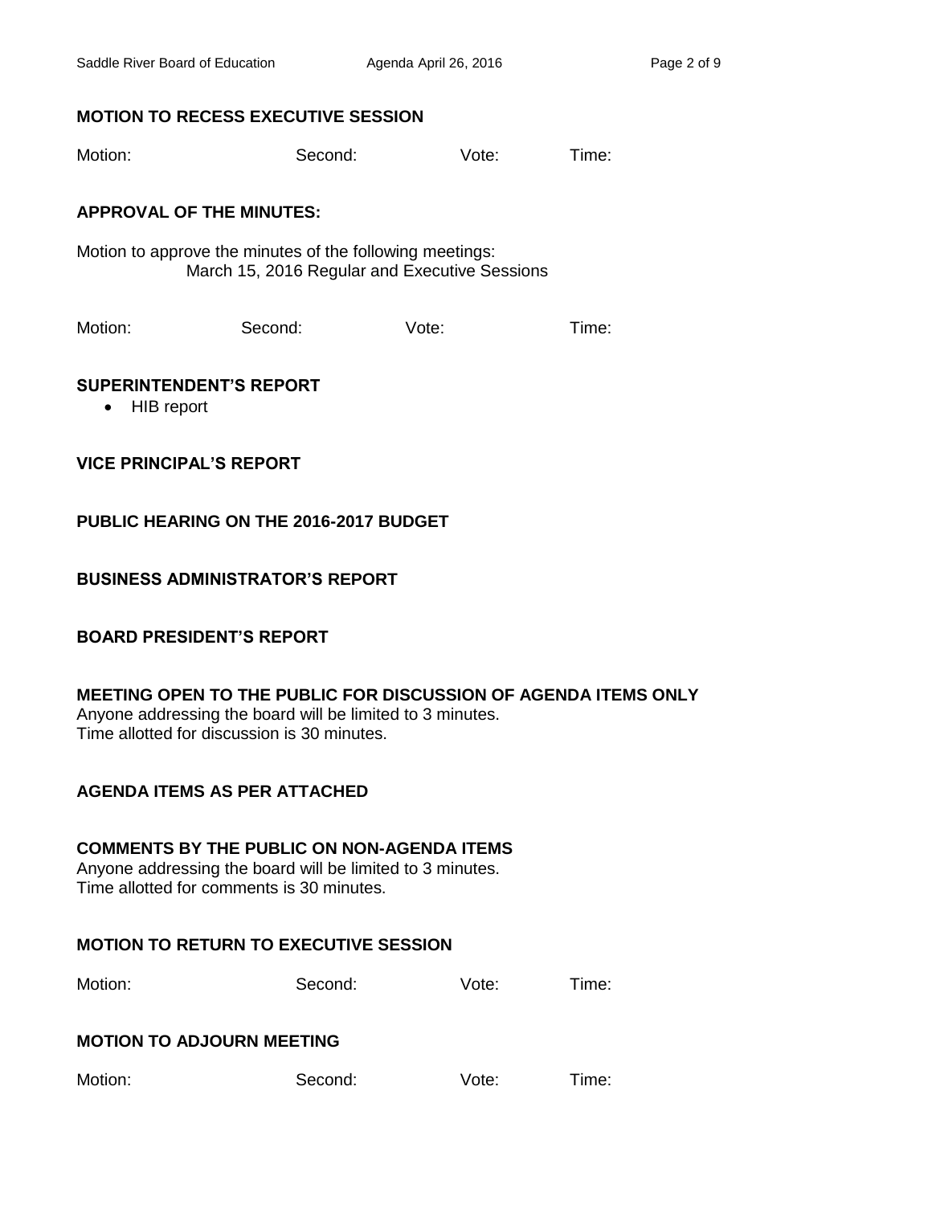## MOTION TO RECESS EXECUTIVE SESSION

Motion: Second: Vote: Time:

## APPROVAL OF THE MINUTES:

Motion to approve the minutes of the following meetings:
March 15, 2016 Regular and Executive Sessions

Motion: Second: Vote: Time:

## SUPERINTENDENT'S REPORT

- HIB report

## VICE PRINCIPAL'S REPORT

## PUBLIC HEARING ON THE 2016-2017 BUDGET

## BUSINESS ADMINISTRATOR'S REPORT

## BOARD PRESIDENT'S REPORT

## MEETING OPEN TO THE PUBLIC FOR DISCUSSION OF AGENDA ITEMS ONLY

Anyone addressing the board will be limited to 3 minutes.
Time allotted for discussion is 30 minutes.

## AGENDA ITEMS AS PER ATTACHED

## COMMENTS BY THE PUBLIC ON NON-AGENDA ITEMS

Anyone addressing the board will be limited to 3 minutes.
Time allotted for comments is 30 minutes.

## MOTION TO RETURN TO EXECUTIVE SESSION

Motion: Second: Vote: Time:

## MOTION TO ADJOURN MEETING

Motion: Second: Vote: Time: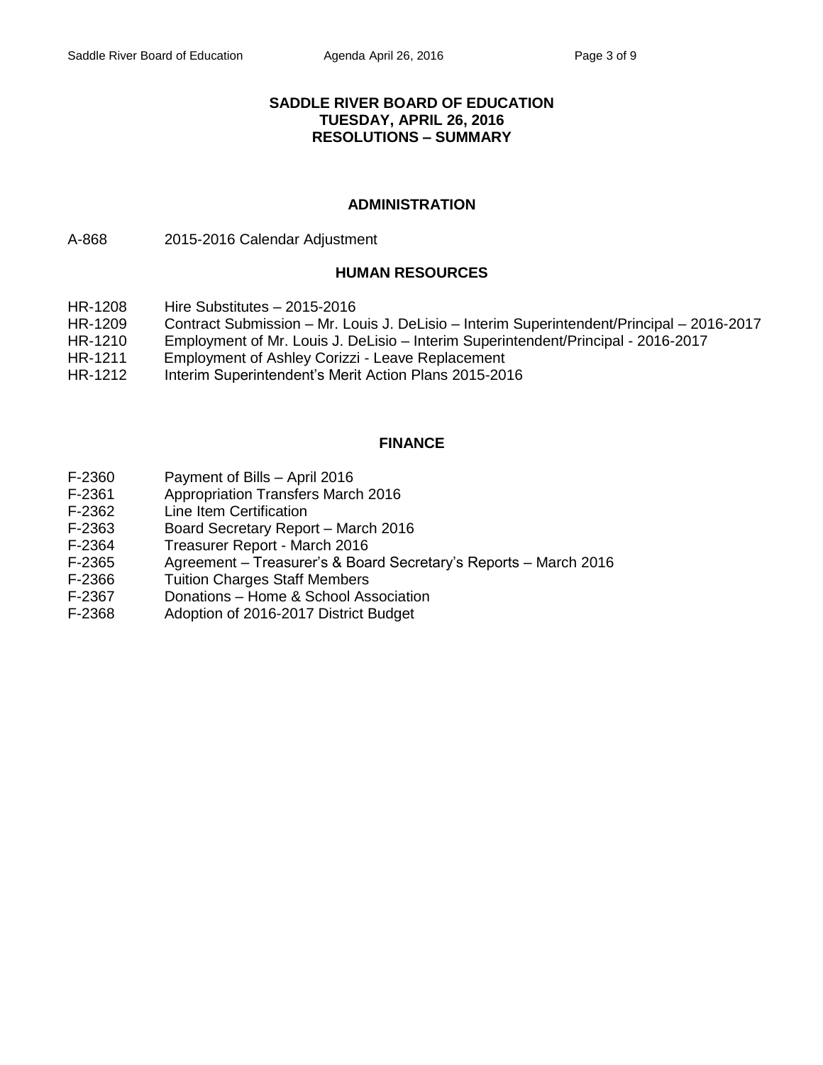# SADDLE RIVER BOARD OF EDUCATION
# TUESDAY, APRIL 26, 2016
# RESOLUTIONS – SUMMARY

## ADMINISTRATION

A-868 2015-2016 Calendar Adjustment

## HUMAN RESOURCES

HR-1208 Hire Substitutes – 2015-2016
HR-1209 Contract Submission – Mr. Louis J. DeLisio – Interim Superintendent/Principal – 2016-2017
HR-1210 Employment of Mr. Louis J. DeLisio – Interim Superintendent/Principal - 2016-2017
HR-1211 Employment of Ashley Corizzi - Leave Replacement
HR-1212 Interim Superintendent's Merit Action Plans 2015-2016

## FINANCE

F-2360 Payment of Bills – April 2016
F-2361 Appropriation Transfers March 2016
F-2362 Line Item Certification
F-2363 Board Secretary Report – March 2016
F-2364 Treasurer Report - March 2016
F-2365 Agreement – Treasurer's & Board Secretary's Reports – March 2016
F-2366 Tuition Charges Staff Members
F-2367 Donations – Home & School Association
F-2368 Adoption of 2016-2017 District Budget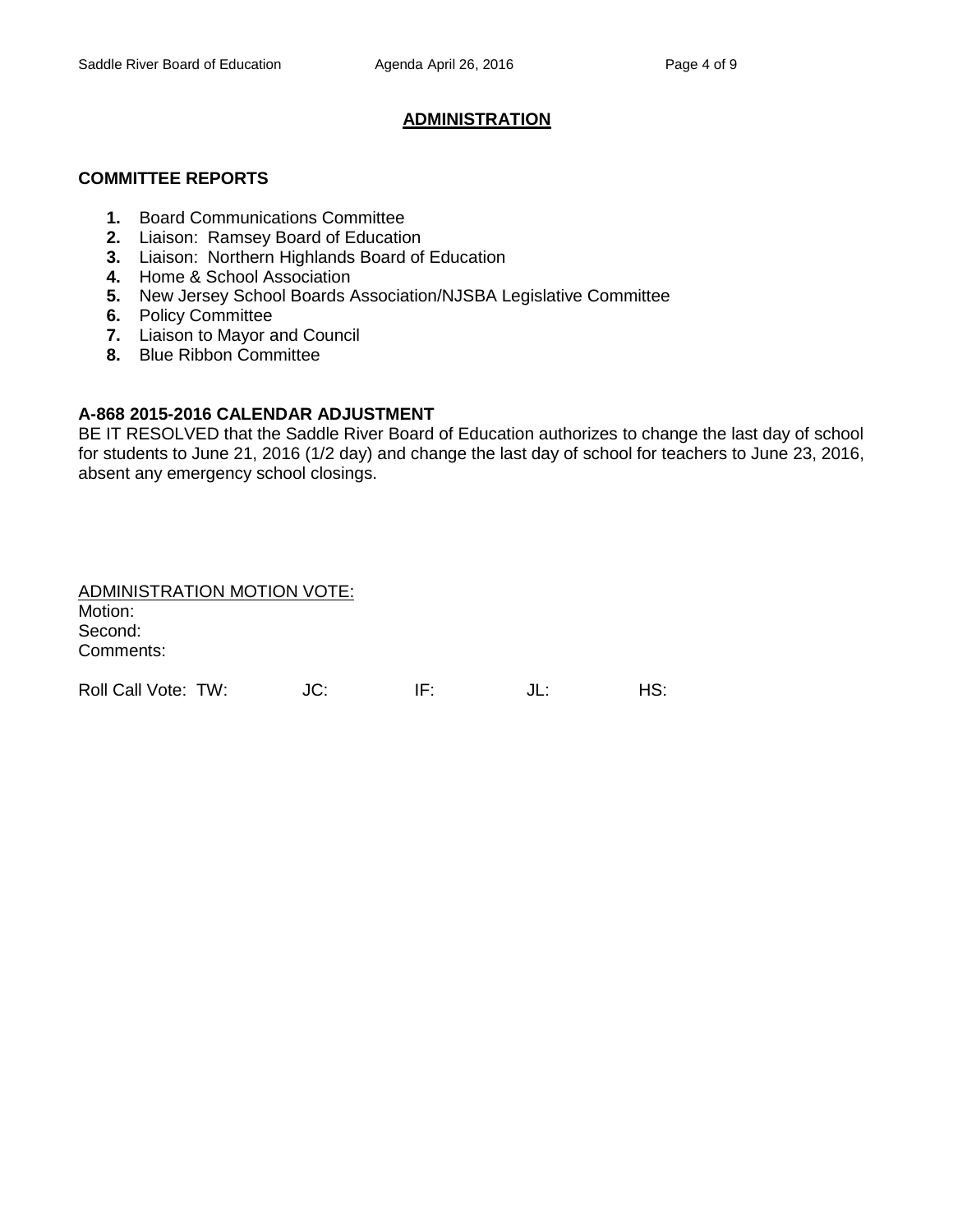## ADMINISTRATION

### COMMITTEE REPORTS

1. Board Communications Committee
2. Liaison: Ramsey Board of Education
3. Liaison: Northern Highlands Board of Education
4. Home & School Association
5. New Jersey School Boards Association/NJSBA Legislative Committee
6. Policy Committee
7. Liaison to Mayor and Council
8. Blue Ribbon Committee

### A-868 2015-2016 CALENDAR ADJUSTMENT

BE IT RESOLVED that the Saddle River Board of Education authorizes to change the last day of school for students to June 21, 2016 (1/2 day) and change the last day of school for teachers to June 23, 2016, absent any emergency school closings.

ADMINISTRATION MOTION VOTE:
Motion:
Second:
Comments:

Roll Call Vote: TW: JC: IF: JL: HS: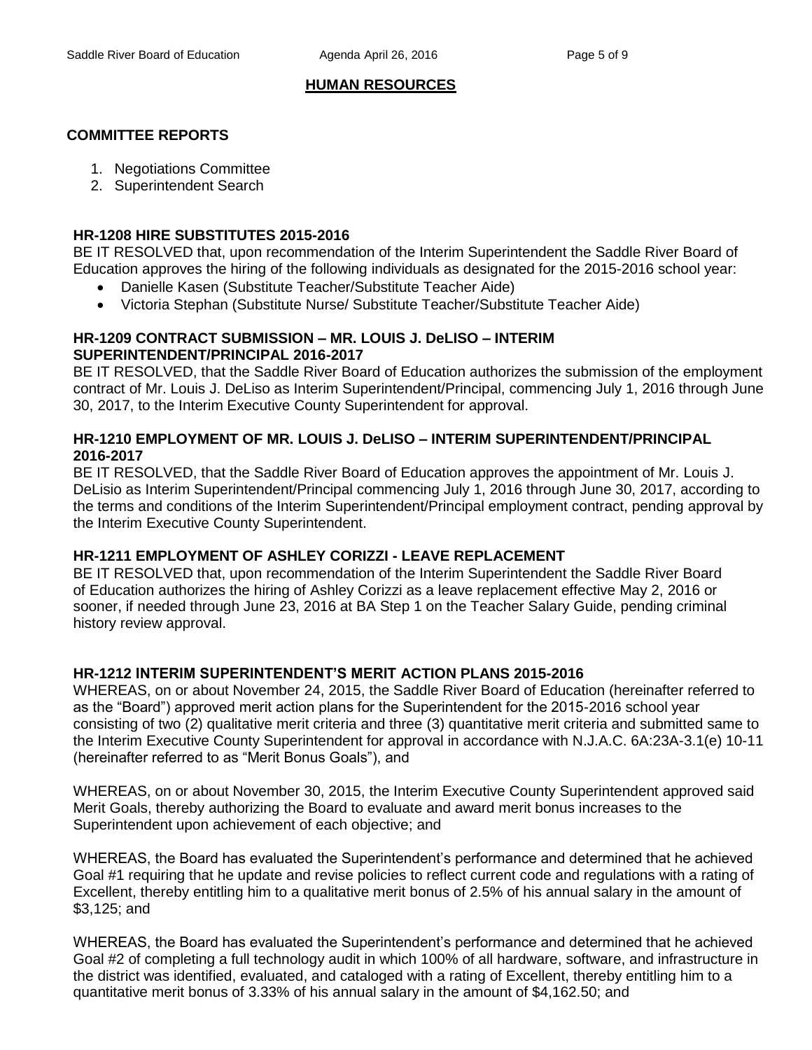## HUMAN RESOURCES

### COMMITTEE REPORTS

1. Negotiations Committee
2. Superintendent Search

**HR-1208 HIRE SUBSTITUTES 2015-2016**

BE IT RESOLVED that, upon recommendation of the Interim Superintendent the Saddle River Board of Education approves the hiring of the following individuals as designated for the 2015-2016 school year:

- Danielle Kasen (Substitute Teacher/Substitute Teacher Aide)
- Victoria Stephan (Substitute Nurse/ Substitute Teacher/Substitute Teacher Aide)

**HR-1209 CONTRACT SUBMISSION – MR. LOUIS J. DeLISO – INTERIM SUPERINTENDENT/PRINCIPAL 2016-2017**

BE IT RESOLVED, that the Saddle River Board of Education authorizes the submission of the employment contract of Mr. Louis J. DeLiso as Interim Superintendent/Principal, commencing July 1, 2016 through June 30, 2017, to the Interim Executive County Superintendent for approval.

**HR-1210 EMPLOYMENT OF MR. LOUIS J. DeLISO – INTERIM SUPERINTENDENT/PRINCIPAL 2016-2017**

BE IT RESOLVED, that the Saddle River Board of Education approves the appointment of Mr. Louis J. DeLisio as Interim Superintendent/Principal commencing July 1, 2016 through June 30, 2017, according to the terms and conditions of the Interim Superintendent/Principal employment contract, pending approval by the Interim Executive County Superintendent.

**HR-1211 EMPLOYMENT OF ASHLEY CORIZZI - LEAVE REPLACEMENT**

BE IT RESOLVED that, upon recommendation of the Interim Superintendent the Saddle River Board of Education authorizes the hiring of Ashley Corizzi as a leave replacement effective May 2, 2016 or sooner, if needed through June 23, 2016 at BA Step 1 on the Teacher Salary Guide, pending criminal history review approval.

**HR-1212 INTERIM SUPERINTENDENT'S MERIT ACTION PLANS 2015-2016**

WHEREAS, on or about November 24, 2015, the Saddle River Board of Education (hereinafter referred to as the "Board") approved merit action plans for the Superintendent for the 2015-2016 school year consisting of two (2) qualitative merit criteria and three (3) quantitative merit criteria and submitted same to the Interim Executive County Superintendent for approval in accordance with N.J.A.C. 6A:23A-3.1(e) 10-11 (hereinafter referred to as "Merit Bonus Goals"), and

WHEREAS, on or about November 30, 2015, the Interim Executive County Superintendent approved said Merit Goals, thereby authorizing the Board to evaluate and award merit bonus increases to the Superintendent upon achievement of each objective; and

WHEREAS, the Board has evaluated the Superintendent's performance and determined that he achieved Goal #1 requiring that he update and revise policies to reflect current code and regulations with a rating of Excellent, thereby entitling him to a qualitative merit bonus of 2.5% of his annual salary in the amount of $3,125; and

WHEREAS, the Board has evaluated the Superintendent's performance and determined that he achieved Goal #2 of completing a full technology audit in which 100% of all hardware, software, and infrastructure in the district was identified, evaluated, and cataloged with a rating of Excellent, thereby entitling him to a quantitative merit bonus of 3.33% of his annual salary in the amount of $4,162.50; and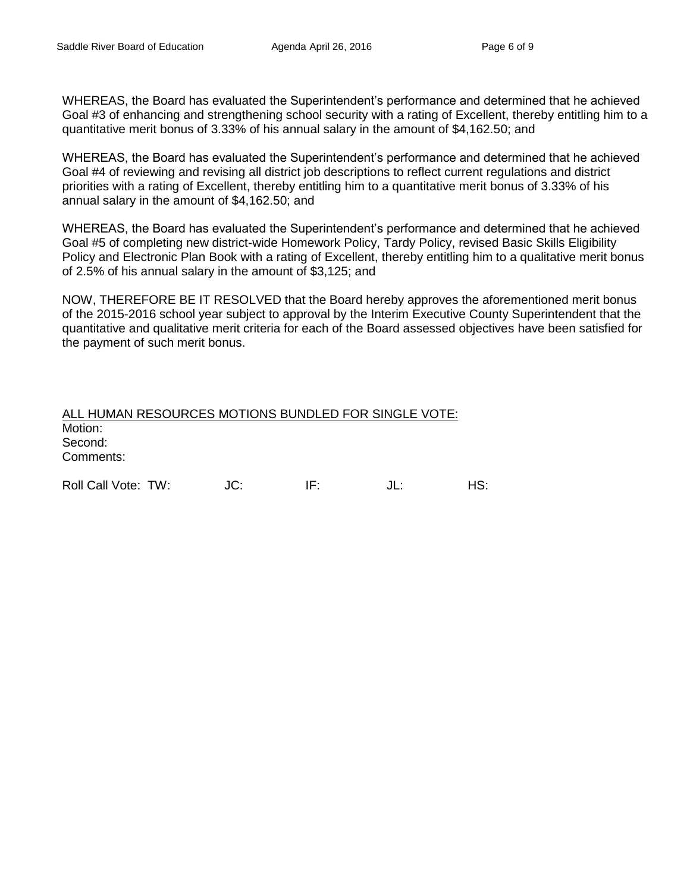WHEREAS, the Board has evaluated the Superintendent's performance and determined that he achieved Goal #3 of enhancing and strengthening school security with a rating of Excellent, thereby entitling him to a quantitative merit bonus of 3.33% of his annual salary in the amount of $4,162.50; and

WHEREAS, the Board has evaluated the Superintendent's performance and determined that he achieved Goal #4 of reviewing and revising all district job descriptions to reflect current regulations and district priorities with a rating of Excellent, thereby entitling him to a quantitative merit bonus of 3.33% of his annual salary in the amount of $4,162.50; and

WHEREAS, the Board has evaluated the Superintendent's performance and determined that he achieved Goal #5 of completing new district-wide Homework Policy, Tardy Policy, revised Basic Skills Eligibility Policy and Electronic Plan Book with a rating of Excellent, thereby entitling him to a qualitative merit bonus of 2.5% of his annual salary in the amount of $3,125; and

NOW, THEREFORE BE IT RESOLVED that the Board hereby approves the aforementioned merit bonus of the 2015-2016 school year subject to approval by the Interim Executive County Superintendent that the quantitative and qualitative merit criteria for each of the Board assessed objectives have been satisfied for the payment of such merit bonus.

ALL HUMAN RESOURCES MOTIONS BUNDLED FOR SINGLE VOTE:

Motion:
Second:
Comments:

Roll Call Vote: TW: JC: IF: JL: HS: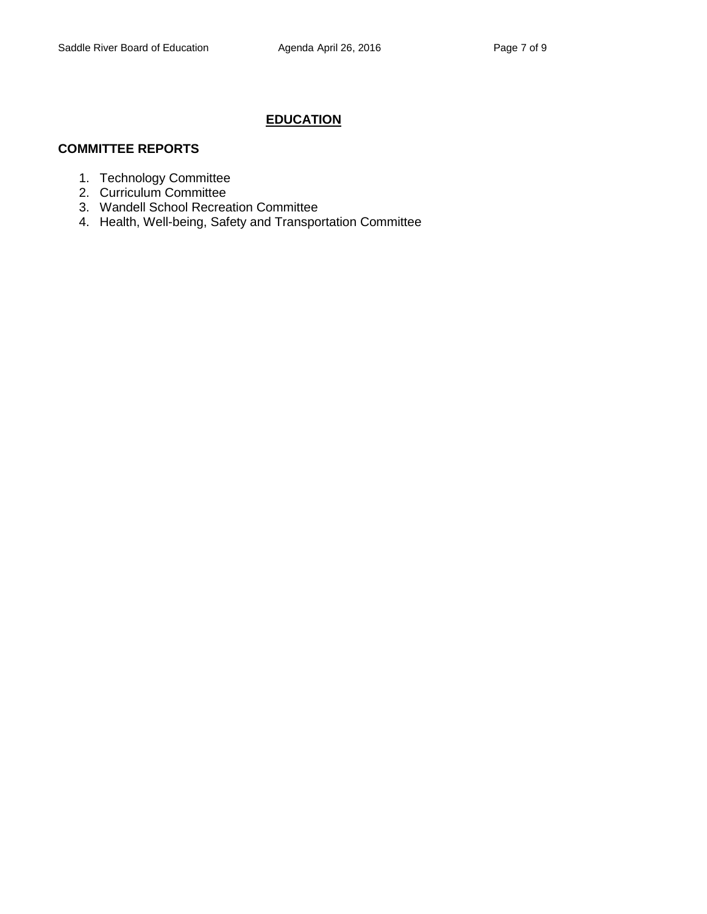## EDUCATION

### COMMITTEE REPORTS

1. Technology Committee
2. Curriculum Committee
3. Wandell School Recreation Committee
4. Health, Well-being, Safety and Transportation Committee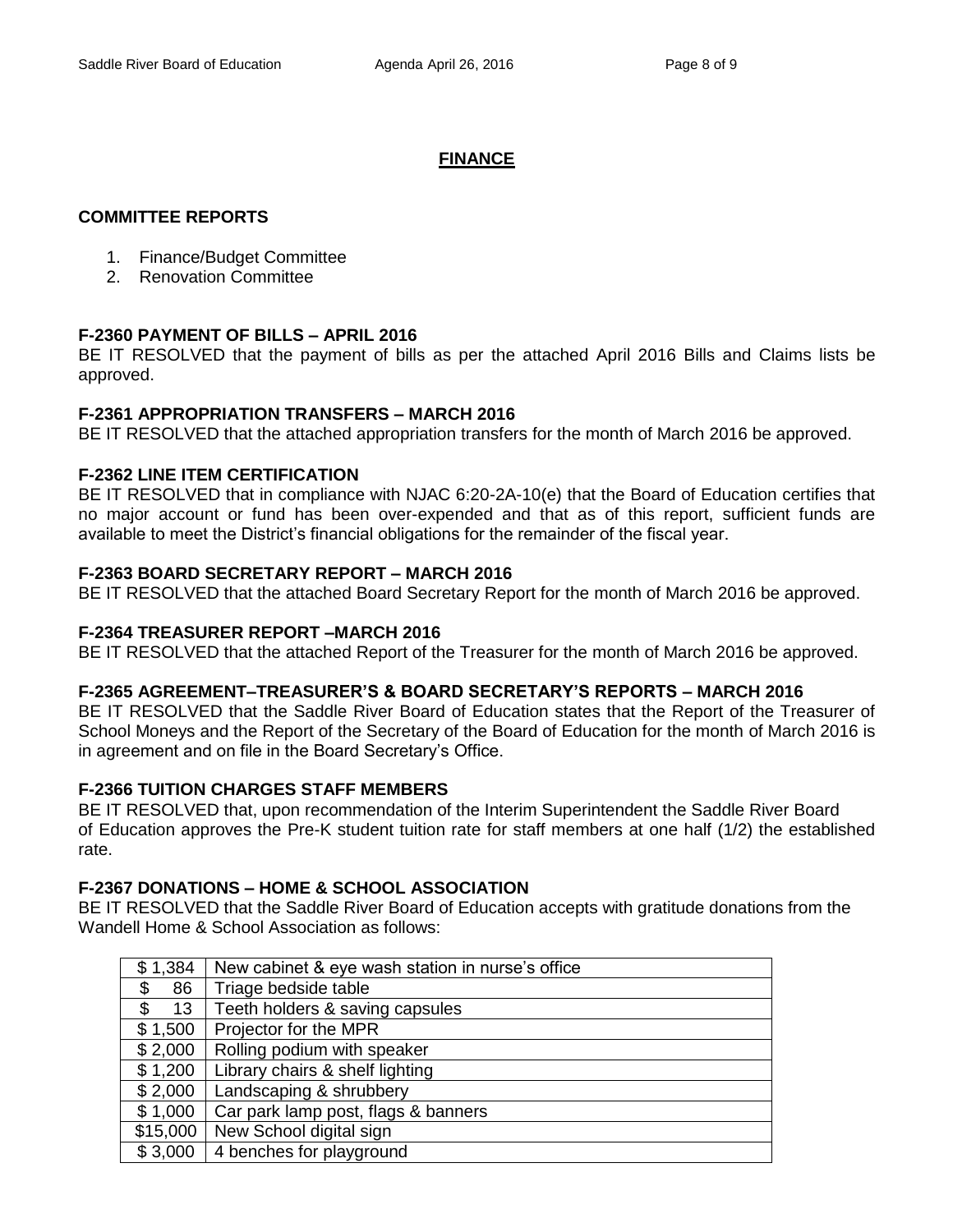## FINANCE

### COMMITTEE REPORTS

1. Finance/Budget Committee
2. Renovation Committee

**F-2360 PAYMENT OF BILLS – APRIL 2016**
BE IT RESOLVED that the payment of bills as per the attached April 2016 Bills and Claims lists be approved.

**F-2361 APPROPRIATION TRANSFERS – MARCH 2016**
BE IT RESOLVED that the attached appropriation transfers for the month of March 2016 be approved.

**F-2362 LINE ITEM CERTIFICATION**
BE IT RESOLVED that in compliance with NJAC 6:20-2A-10(e) that the Board of Education certifies that no major account or fund has been over-expended and that as of this report, sufficient funds are available to meet the District's financial obligations for the remainder of the fiscal year.

**F-2363 BOARD SECRETARY REPORT – MARCH 2016**
BE IT RESOLVED that the attached Board Secretary Report for the month of March 2016 be approved.

**F-2364 TREASURER REPORT –MARCH 2016**
BE IT RESOLVED that the attached Report of the Treasurer for the month of March 2016 be approved.

**F-2365 AGREEMENT–TREASURER'S & BOARD SECRETARY'S REPORTS – MARCH 2016**
BE IT RESOLVED that the Saddle River Board of Education states that the Report of the Treasurer of School Moneys and the Report of the Secretary of the Board of Education for the month of March 2016 is in agreement and on file in the Board Secretary's Office.

**F-2366 TUITION CHARGES STAFF MEMBERS**
BE IT RESOLVED that, upon recommendation of the Interim Superintendent the Saddle River Board of Education approves the Pre-K student tuition rate for staff members at one half (1/2) the established rate.

**F-2367 DONATIONS – HOME & SCHOOL ASSOCIATION**
BE IT RESOLVED that the Saddle River Board of Education accepts with gratitude donations from the Wandell Home & School Association as follows:

| Amount | Item |
|---|---|
| $ 1,384 | New cabinet & eye wash station in nurse's office |
| $ 86 | Triage bedside table |
| $ 13 | Teeth holders & saving capsules |
| $ 1,500 | Projector for the MPR |
| $ 2,000 | Rolling podium with speaker |
| $ 1,200 | Library chairs & shelf lighting |
| $ 2,000 | Landscaping & shrubbery |
| $ 1,000 | Car park lamp post, flags & banners |
| $15,000 | New School digital sign |
| $ 3,000 | 4 benches for playground |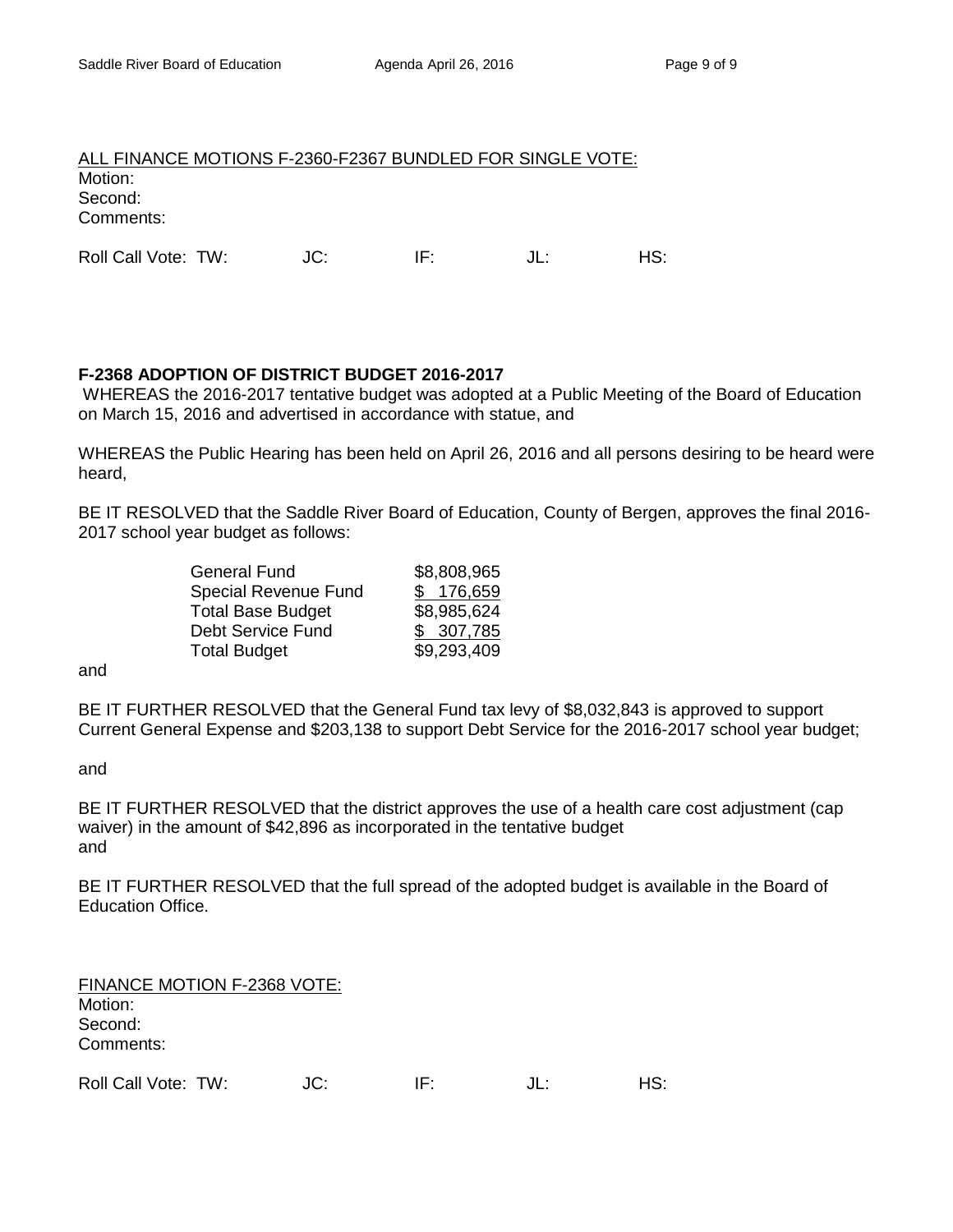ALL FINANCE MOTIONS F-2360-F2367 BUNDLED FOR SINGLE VOTE:
Motion:
Second:
Comments:

Roll Call Vote: TW: JC: IF: JL: HS:

**F-2368 ADOPTION OF DISTRICT BUDGET 2016-2017**

WHEREAS the 2016-2017 tentative budget was adopted at a Public Meeting of the Board of Education on March 15, 2016 and advertised in accordance with statue, and

WHEREAS the Public Hearing has been held on April 26, 2016 and all persons desiring to be heard were heard,

BE IT RESOLVED that the Saddle River Board of Education, County of Bergen, approves the final 2016-2017 school year budget as follows:

| | |
|---|---|
| General Fund | $8,808,965 |
| Special Revenue Fund | $ 176,659 |
| Total Base Budget | $8,985,624 |
| Debt Service Fund | $ 307,785 |
| Total Budget | $9,293,409 |

and

BE IT FURTHER RESOLVED that the General Fund tax levy of $8,032,843 is approved to support Current General Expense and $203,138 to support Debt Service for the 2016-2017 school year budget;

and

BE IT FURTHER RESOLVED that the district approves the use of a health care cost adjustment (cap waiver) in the amount of $42,896 as incorporated in the tentative budget
and

BE IT FURTHER RESOLVED that the full spread of the adopted budget is available in the Board of Education Office.

FINANCE MOTION F-2368 VOTE:
Motion:
Second:
Comments:

Roll Call Vote: TW: JC: IF: JL: HS: